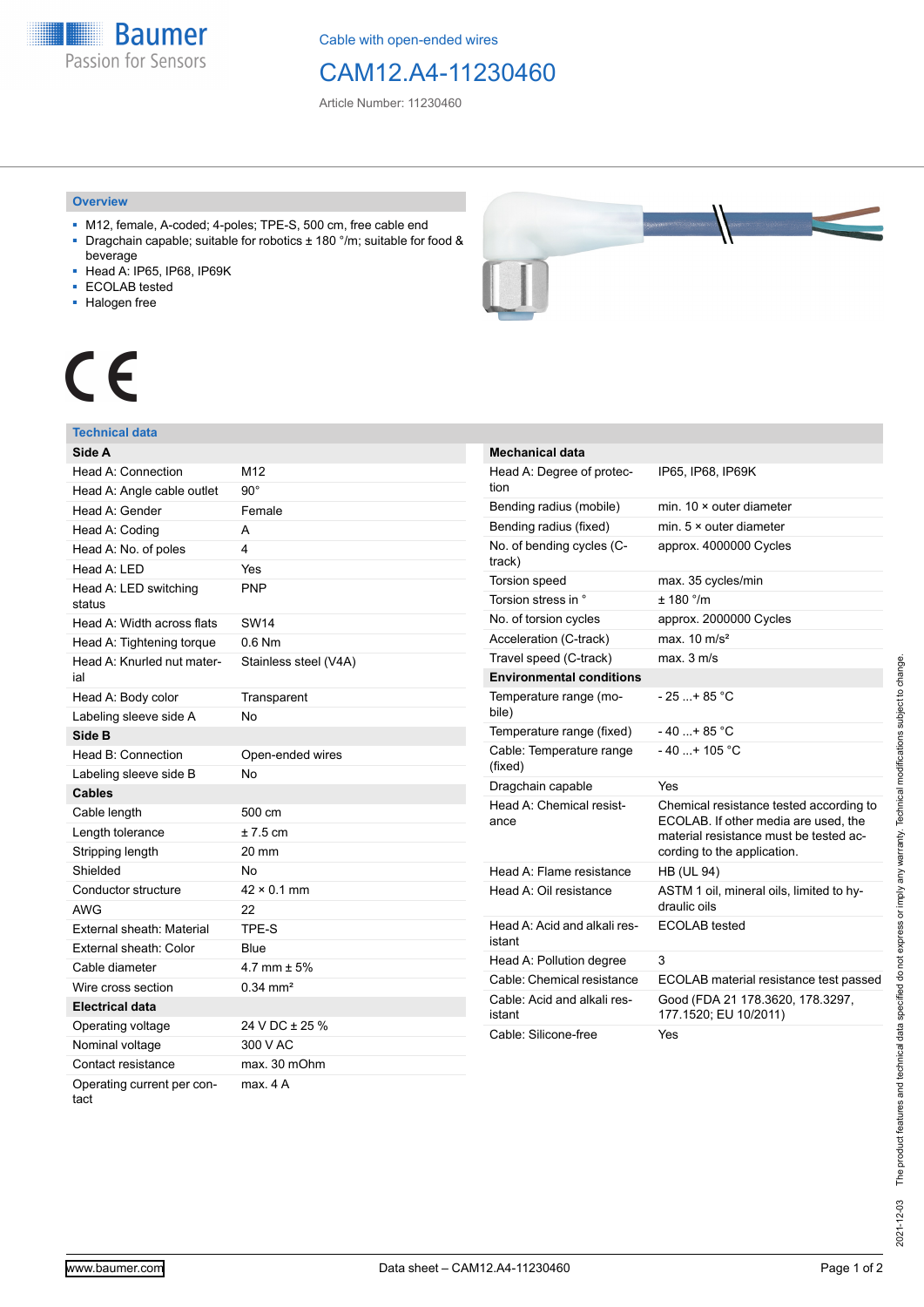Cable with open-ended wires

# CAM12.A4-11230460

Article Number: 11230460

## Overview

- M12, female, A-coded; 4-poles; TPE-S, 500 cm, free cable end
- Dragchain capable; suitable for robotics ± 180 °/m; suitable for food & beverage
- Head A: IP65, IP68, IP69K
- ECOLAB tested
- Halogen free

CE

## Technical data

| **Side A** | |
|---|---|
| Head A: Connection | M12 |
| Head A: Angle cable outlet | 90° |
| Head A: Gender | Female |
| Head A: Coding | A |
| Head A: No. of poles | 4 |
| Head A: LED | Yes |
| Head A: LED switching status | PNP |
| Head A: Width across flats | SW14 |
| Head A: Tightening torque | 0.6 Nm |
| Head A: Knurled nut material | Stainless steel (V4A) |
| Head A: Body color | Transparent |
| Labeling sleeve side A | No |
| **Side B** | |
| Head B: Connection | Open-ended wires |
| Labeling sleeve side B | No |
| **Cables** | |
| Cable length | 500 cm |
| Length tolerance | ± 7.5 cm |
| Stripping length | 20 mm |
| Shielded | No |
| Conductor structure | 42 × 0.1 mm |
| AWG | 22 |
| External sheath: Material | TPE-S |
| External sheath: Color | Blue |
| Cable diameter | 4.7 mm ± 5% |
| Wire cross section | 0.34 mm² |
| **Electrical data** | |
| Operating voltage | 24 V DC ± 25 % |
| Nominal voltage | 300 V AC |
| Contact resistance | max. 30 mOhm |
| Operating current per contact | max. 4 A |

| **Mechanical data** | |
|---|---|
| Head A: Degree of protection | IP65, IP68, IP69K |
| Bending radius (mobile) | min. 10 × outer diameter |
| Bending radius (fixed) | min. 5 × outer diameter |
| No. of bending cycles (C-track) | approx. 4000000 Cycles |
| Torsion speed | max. 35 cycles/min |
| Torsion stress in ° | ± 180 °/m |
| No. of torsion cycles | approx. 2000000 Cycles |
| Acceleration (C-track) | max. 10 m/s² |
| Travel speed (C-track) | max. 3 m/s |
| **Environmental conditions** | |
| Temperature range (mobile) | - 25 ...+ 85 °C |
| Temperature range (fixed) | - 40 ...+ 85 °C |
| Cable: Temperature range (fixed) | - 40 ...+ 105 °C |
| Dragchain capable | Yes |
| Head A: Chemical resistance | Chemical resistance tested according to ECOLAB. If other media are used, the material resistance must be tested according to the application. |
| Head A: Flame resistance | HB (UL 94) |
| Head A: Oil resistance | ASTM 1 oil, mineral oils, limited to hydraulic oils |
| Head A: Acid and alkali resistant | ECOLAB tested |
| Head A: Pollution degree | 3 |
| Cable: Chemical resistance | ECOLAB material resistance test passed |
| Cable: Acid and alkali resistant | Good (FDA 21 178.3620, 178.3297, 177.1520; EU 10/2011) |
| Cable: Silicone-free | Yes |

2021-12-03 The product features and technical data specified do not express or imply any warranty. Technical modifications subject to change.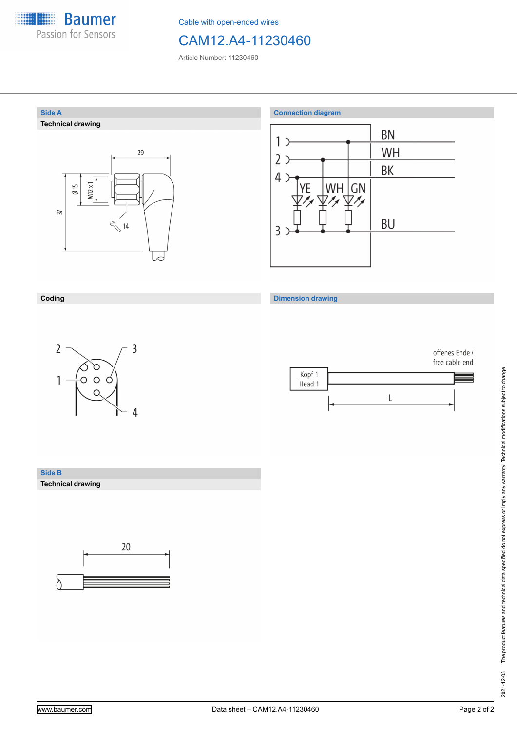Cable with open-ended wires

# CAM12.A4-11230460

Article Number: 11230460

## Side A

### Technical drawing

29

Ø15

M12 x 1

37

14

## Connection diagram

1
2
4
3

BN
WH
BK
BU

YE
WH
GN

### Coding

2
3
1
4

## Dimension drawing

Kopf 1
Head 1

offenes Ende /
free cable end

L

## Side B

### Technical drawing

20

The product features and technical data specified do not express or imply any warranty. Technical modifications subject to change.

2021-12-03

www.baumer.com

Data sheet – CAM12.A4-11230460